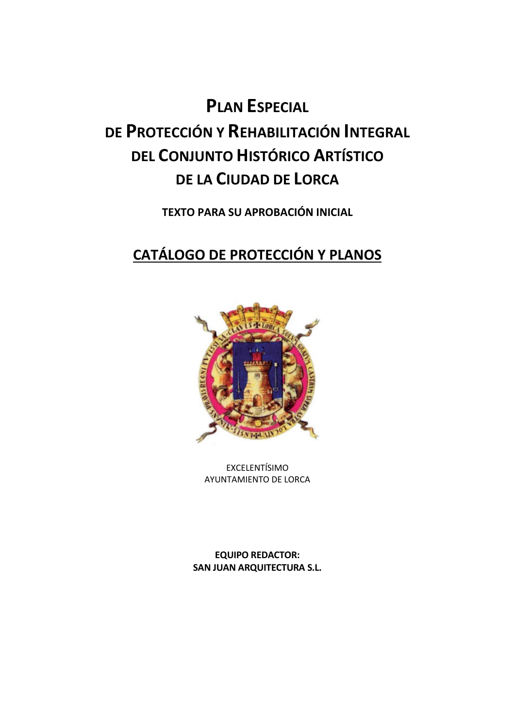# PLAN ESPECIAL DE PROTECCIÓN Y REHABILITACIÓN INTEGRAL DEL CONJUNTO HISTÓRICO ARTÍSTICO DE LA CIUDAD DE LORCA

**TEXTO PARA SU APROBACIÓN INICIAL**

## CATÁLOGO DE PROTECCIÓN Y PLANOS

EXCELENTÍSIMO
AYUNTAMIENTO DE LORCA

**EQUIPO REDACTOR:**
**SAN JUAN ARQUITECTURA S.L.**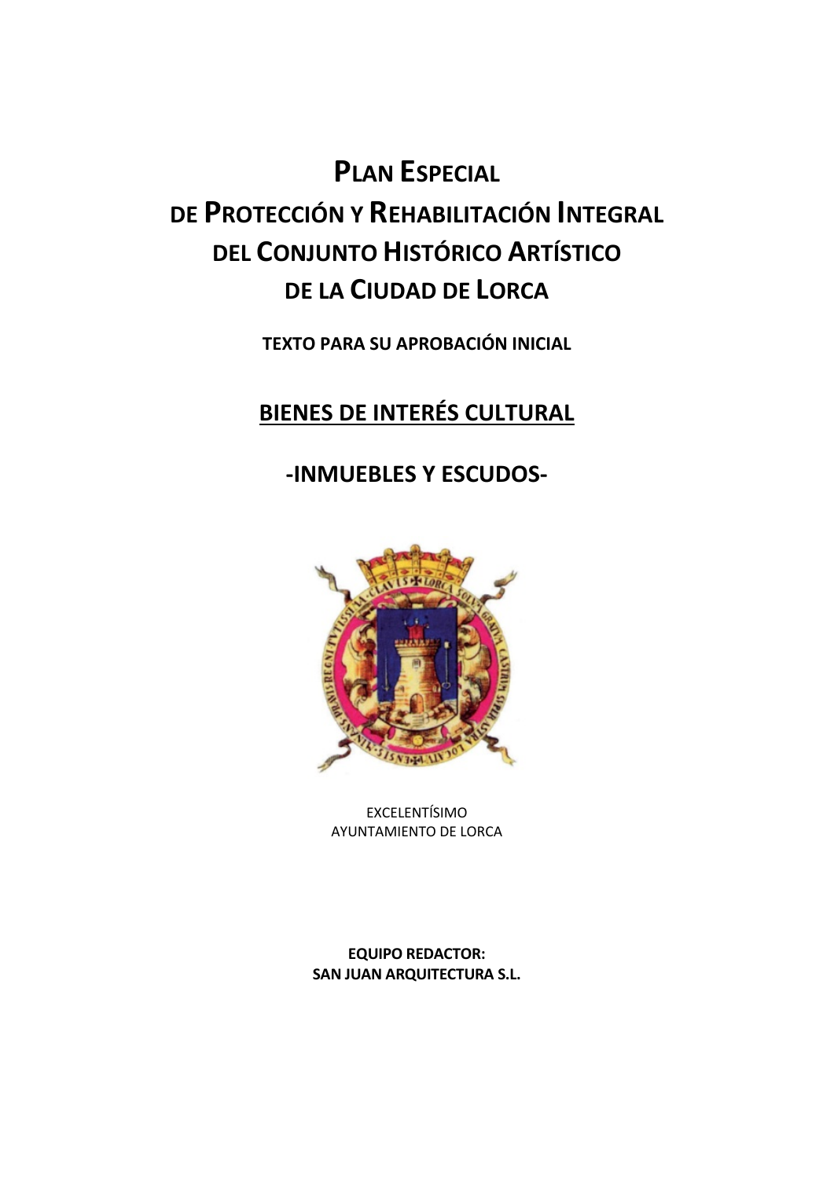# Plan Especial de Protección y Rehabilitación Integral del Conjunto Histórico Artístico de la Ciudad de Lorca

**TEXTO PARA SU APROBACIÓN INICIAL**

## BIENES DE INTERÉS CULTURAL

## -INMUEBLES Y ESCUDOS-

EXCELENTÍSIMO
AYUNTAMIENTO DE LORCA

**EQUIPO REDACTOR:**
**SAN JUAN ARQUITECTURA S.L.**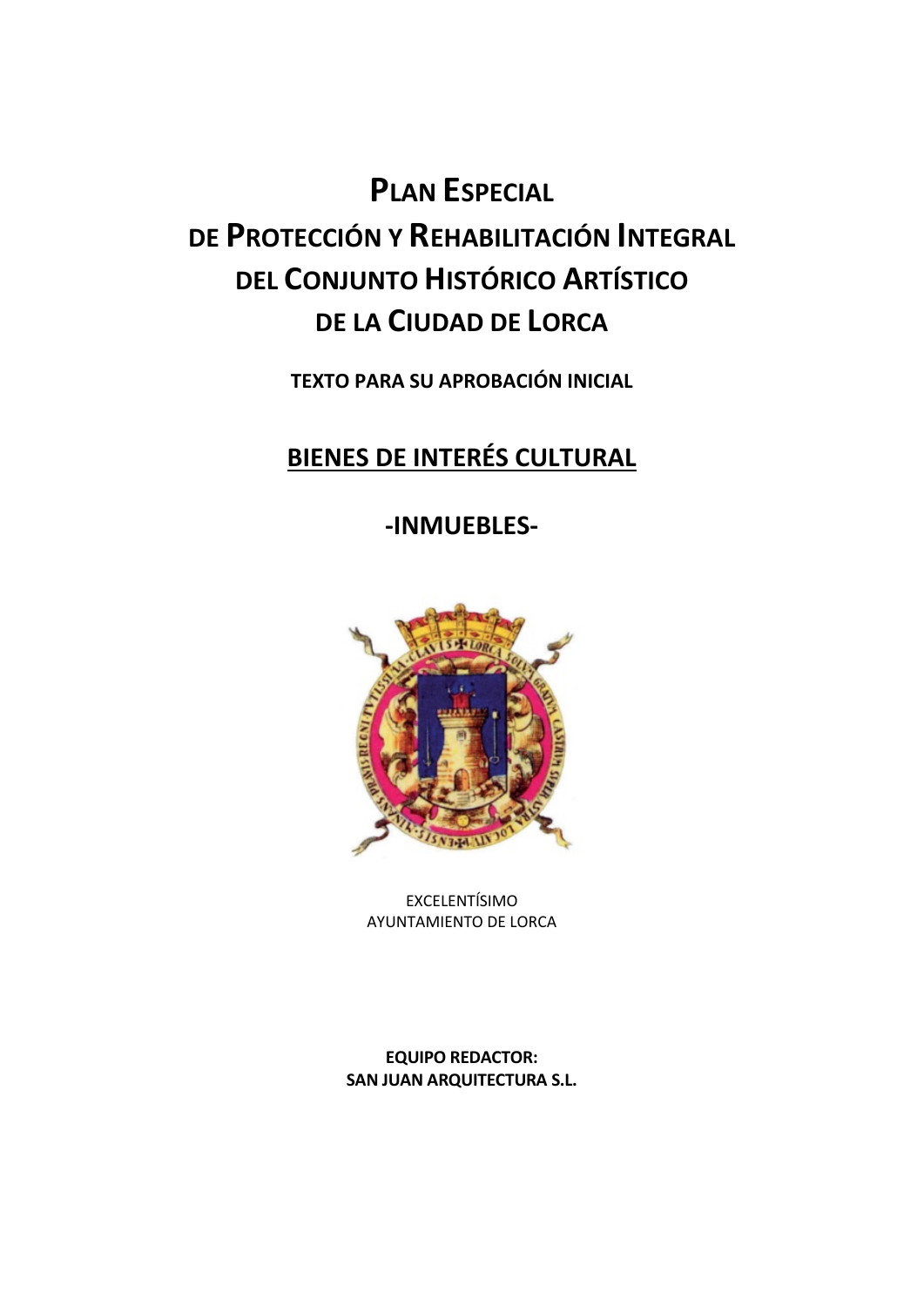# Plan Especial de Protección y Rehabilitación Integral del Conjunto Histórico Artístico de la Ciudad de Lorca

**TEXTO PARA SU APROBACIÓN INICIAL**

## BIENES DE INTERÉS CULTURAL

## -INMUEBLES-

EXCELENTÍSIMO
AYUNTAMIENTO DE LORCA

**EQUIPO REDACTOR:**
**SAN JUAN ARQUITECTURA S.L.**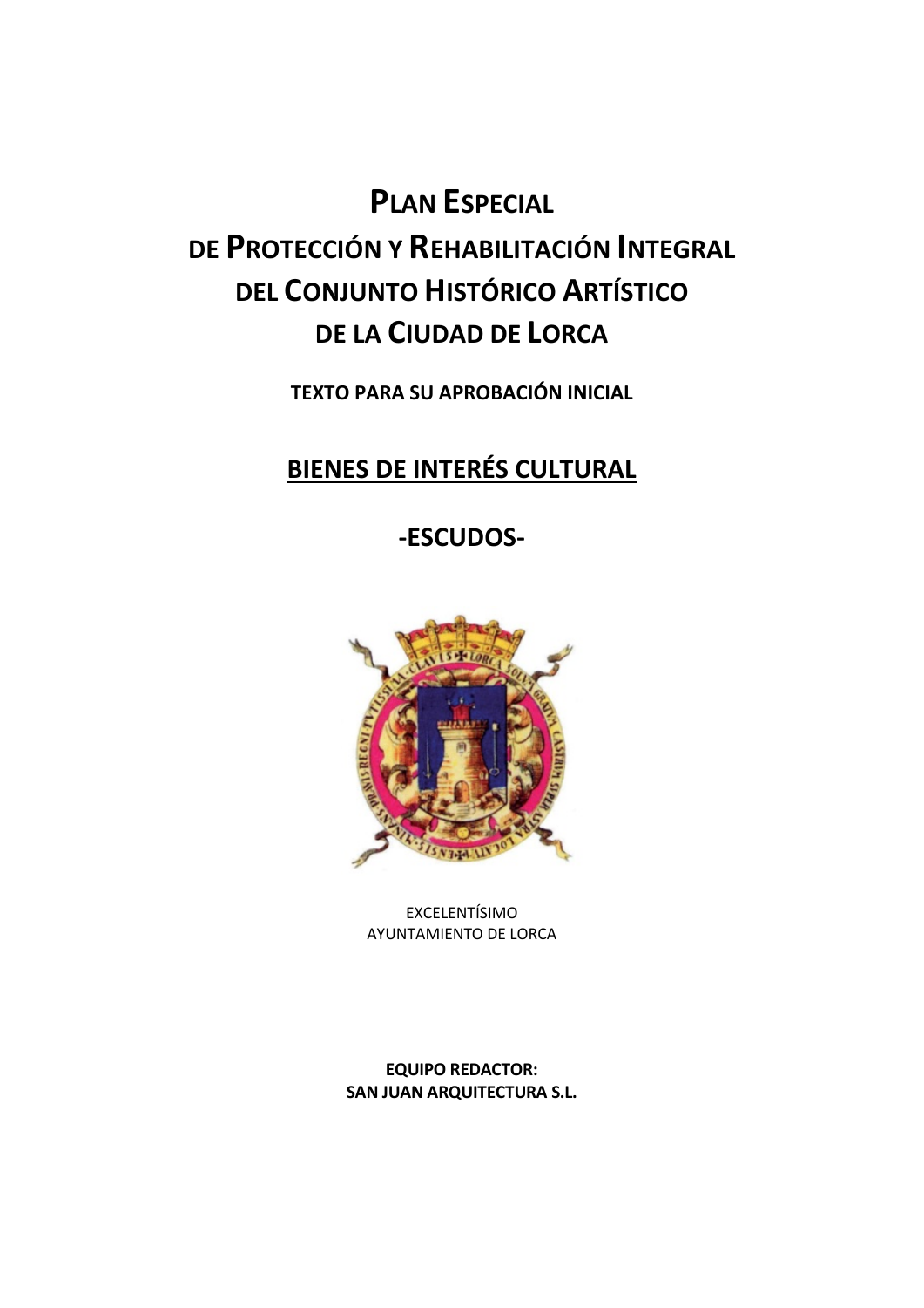# Plan Especial de Protección y Rehabilitación Integral del Conjunto Histórico Artístico de la Ciudad de Lorca

**TEXTO PARA SU APROBACIÓN INICIAL**

## BIENES DE INTERÉS CULTURAL

## -ESCUDOS-

EXCELENTÍSIMO
AYUNTAMIENTO DE LORCA

**EQUIPO REDACTOR:**
**SAN JUAN ARQUITECTURA S.L.**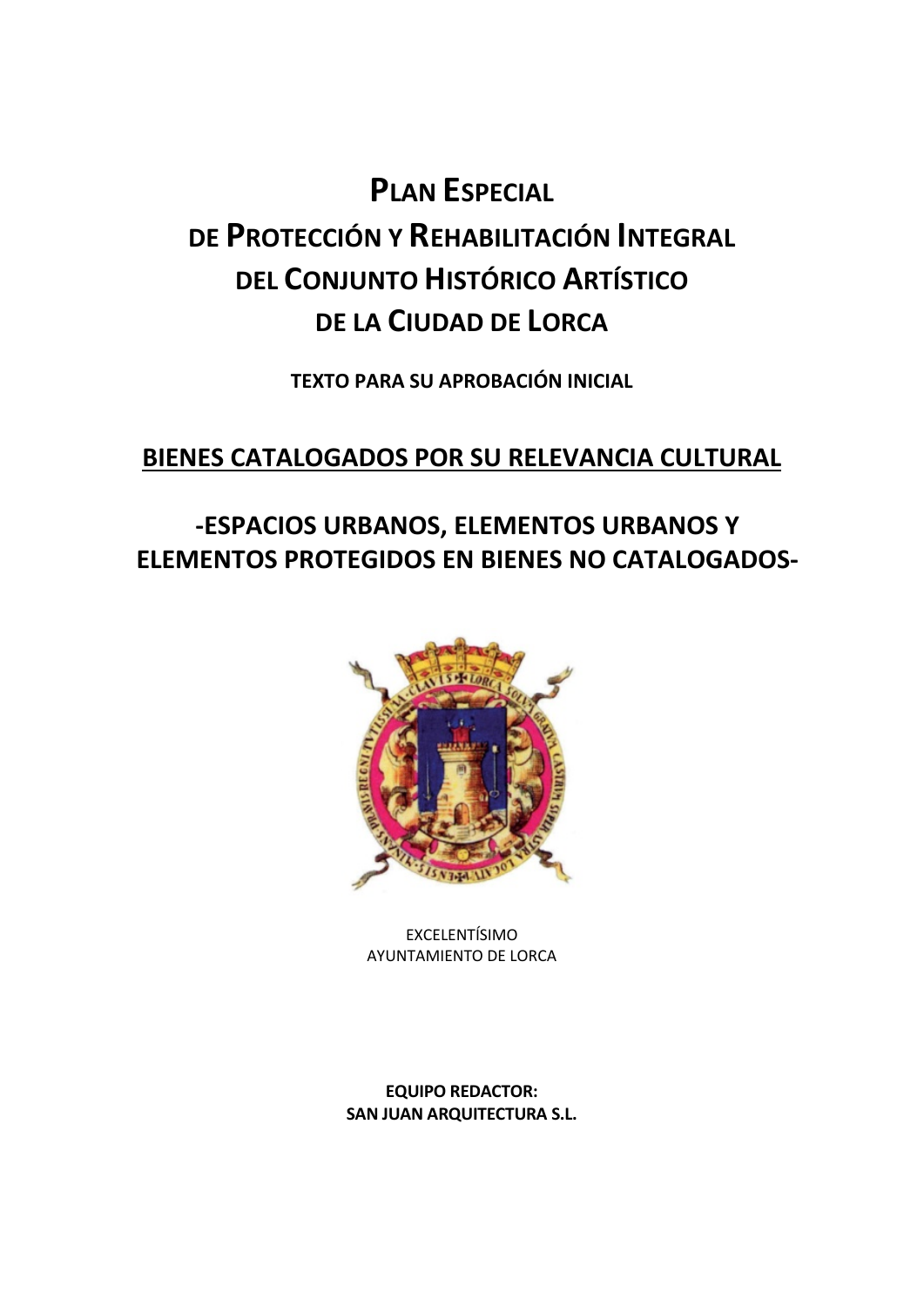# Plan Especial de Protección y Rehabilitación Integral del Conjunto Histórico Artístico de la Ciudad de Lorca

**TEXTO PARA SU APROBACIÓN INICIAL**

## BIENES CATALOGADOS POR SU RELEVANCIA CULTURAL

## -ESPACIOS URBANOS, ELEMENTOS URBANOS Y ELEMENTOS PROTEGIDOS EN BIENES NO CATALOGADOS-

EXCELENTÍSIMO
AYUNTAMIENTO DE LORCA

**EQUIPO REDACTOR:**
**SAN JUAN ARQUITECTURA S.L.**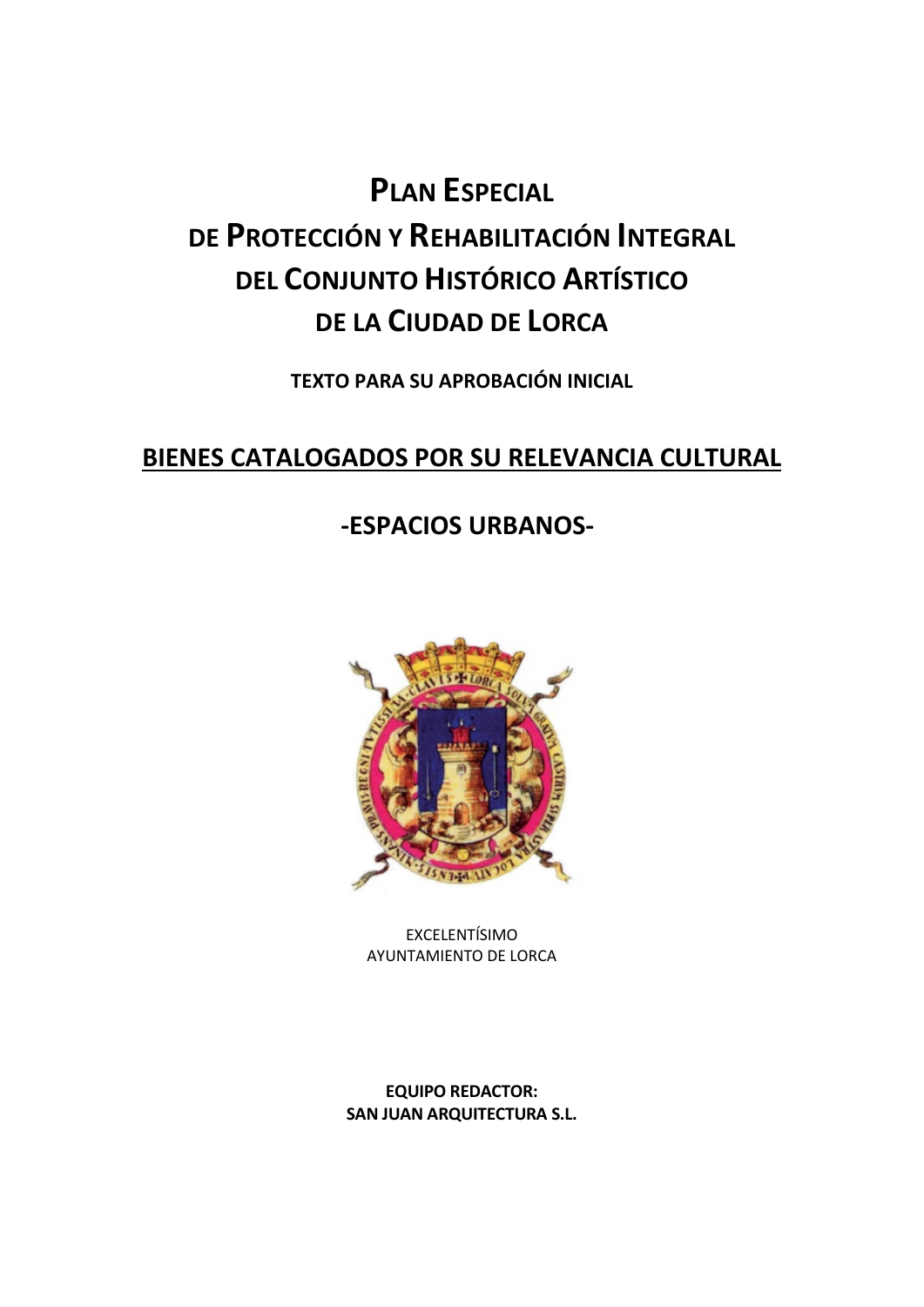# Plan Especial de Protección y Rehabilitación Integral del Conjunto Histórico Artístico de la Ciudad de Lorca

**TEXTO PARA SU APROBACIÓN INICIAL**

## BIENES CATALOGADOS POR SU RELEVANCIA CULTURAL

## -ESPACIOS URBANOS-

EXCELENTÍSIMO
AYUNTAMIENTO DE LORCA

**EQUIPO REDACTOR:**
**SAN JUAN ARQUITECTURA S.L.**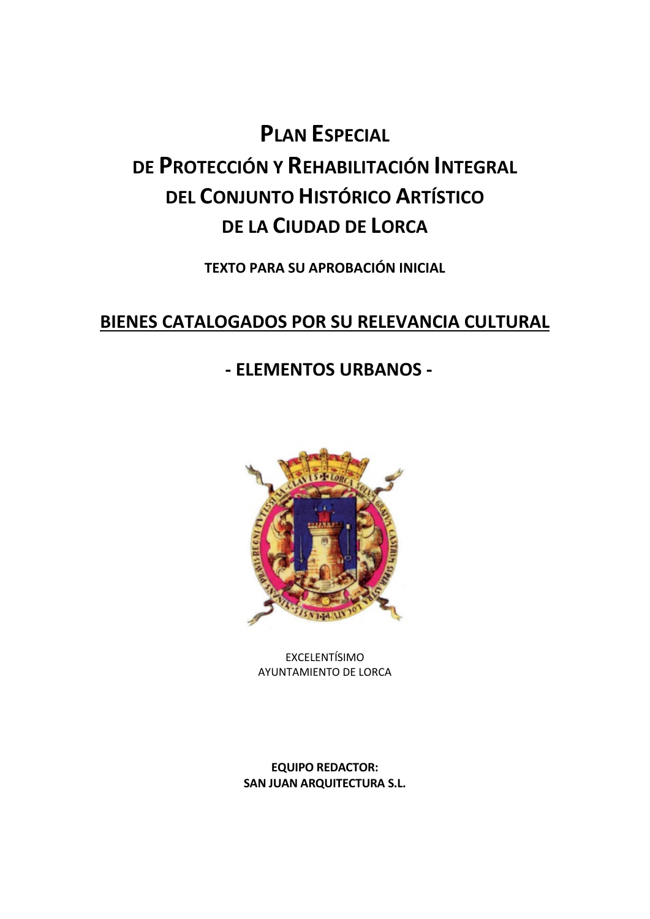# Plan Especial de Protección y Rehabilitación Integral del Conjunto Histórico Artístico de la Ciudad de Lorca

**TEXTO PARA SU APROBACIÓN INICIAL**

## BIENES CATALOGADOS POR SU RELEVANCIA CULTURAL

## - ELEMENTOS URBANOS -

EXCELENTÍSIMO
AYUNTAMIENTO DE LORCA

**EQUIPO REDACTOR:**
**SAN JUAN ARQUITECTURA S.L.**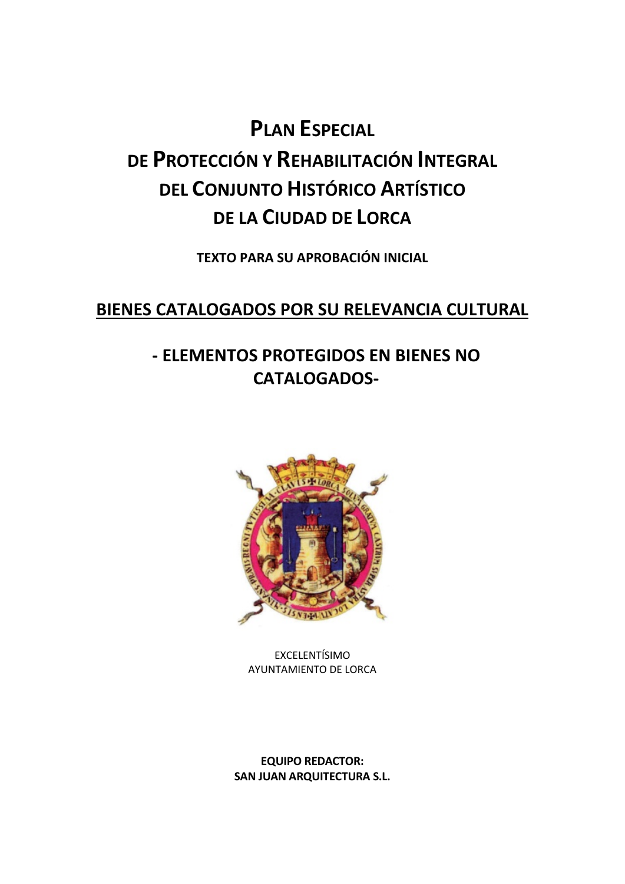# Plan Especial de Protección y Rehabilitación Integral del Conjunto Histórico Artístico de la Ciudad de Lorca

**TEXTO PARA SU APROBACIÓN INICIAL**

## BIENES CATALOGADOS POR SU RELEVANCIA CULTURAL

## - ELEMENTOS PROTEGIDOS EN BIENES NO CATALOGADOS-

EXCELENTÍSIMO
AYUNTAMIENTO DE LORCA

**EQUIPO REDACTOR:**
**SAN JUAN ARQUITECTURA S.L.**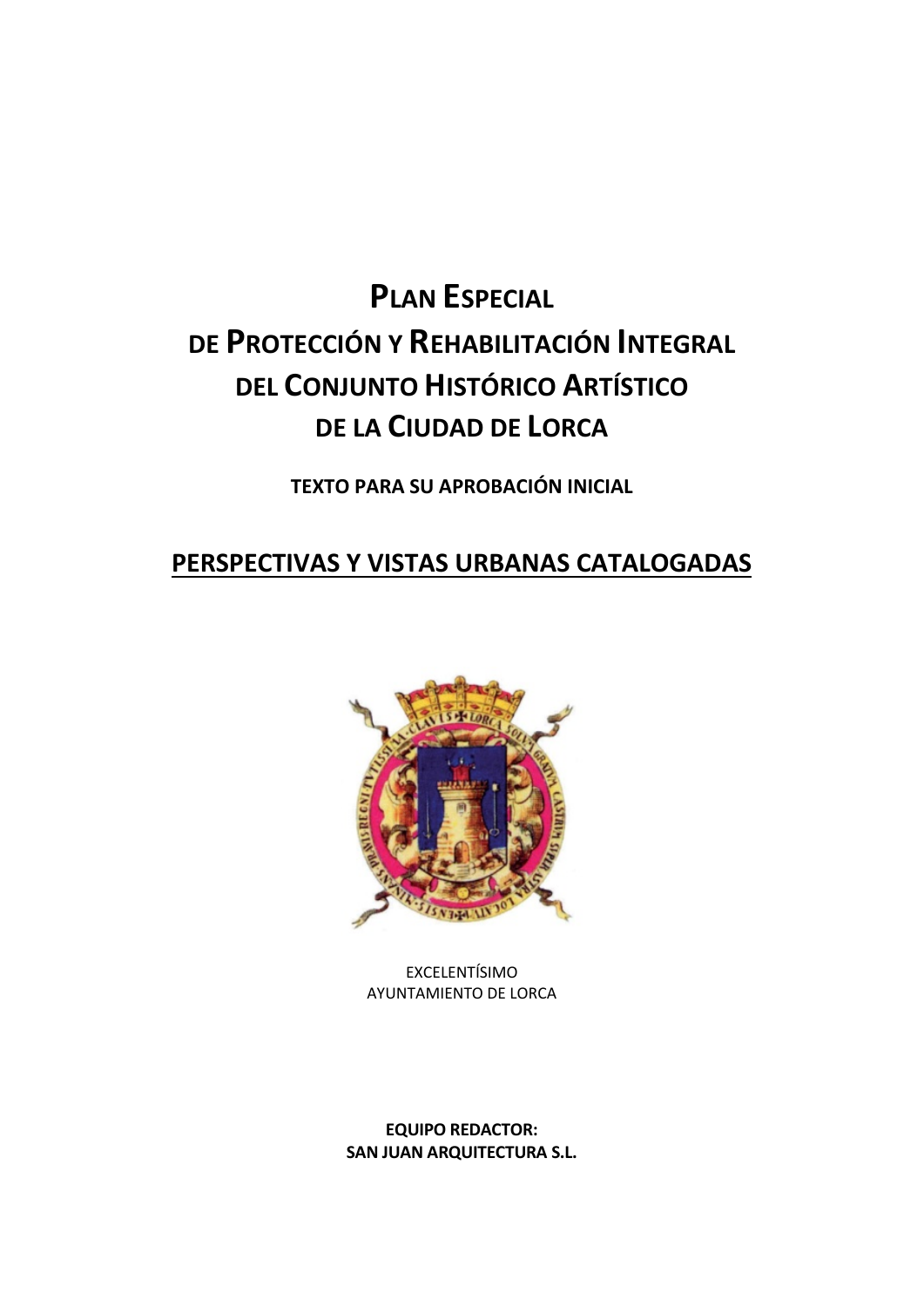# Plan Especial de Protección y Rehabilitación Integral del Conjunto Histórico Artístico de la Ciudad de Lorca

**TEXTO PARA SU APROBACIÓN INICIAL**

## PERSPECTIVAS Y VISTAS URBANAS CATALOGADAS

EXCELENTÍSIMO
AYUNTAMIENTO DE LORCA

**EQUIPO REDACTOR:**
**SAN JUAN ARQUITECTURA S.L.**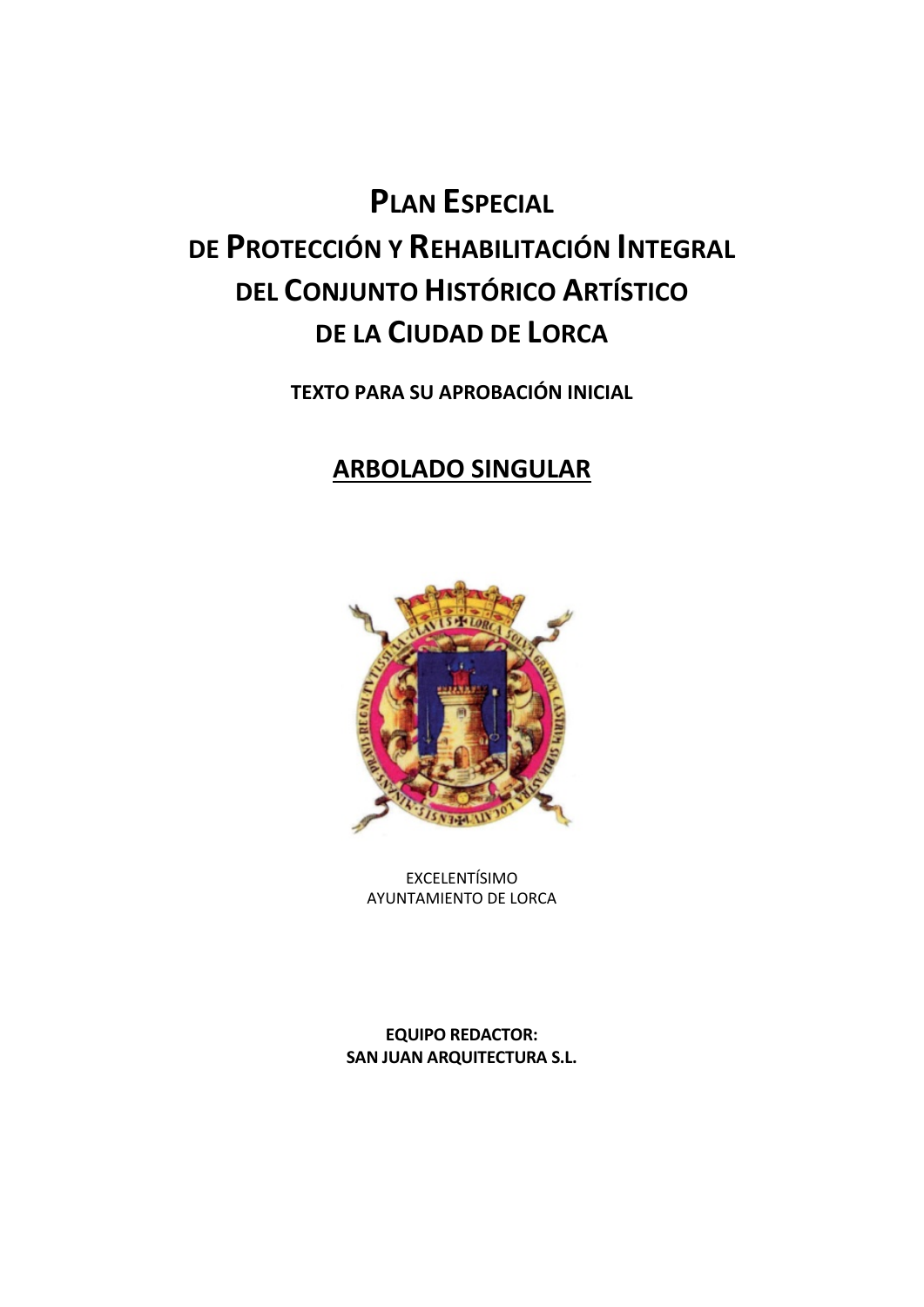# PLAN ESPECIAL DE PROTECCIÓN Y REHABILITACIÓN INTEGRAL DEL CONJUNTO HISTÓRICO ARTÍSTICO DE LA CIUDAD DE LORCA

**TEXTO PARA SU APROBACIÓN INICIAL**

## ARBOLADO SINGULAR

EXCELENTÍSIMO
AYUNTAMIENTO DE LORCA

**EQUIPO REDACTOR:**
**SAN JUAN ARQUITECTURA S.L.**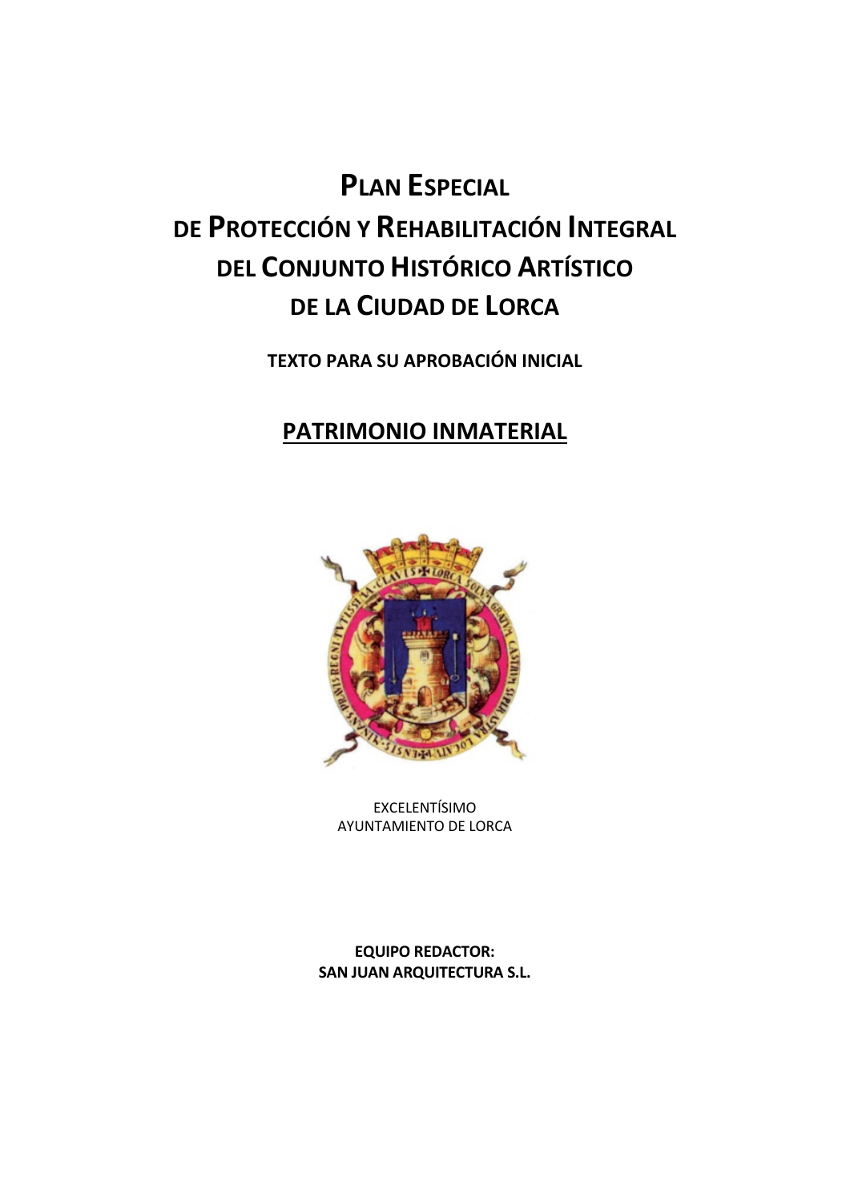# Plan Especial de Protección y Rehabilitación Integral del Conjunto Histórico Artístico de la Ciudad de Lorca

**TEXTO PARA SU APROBACIÓN INICIAL**

## PATRIMONIO INMATERIAL

EXCELENTÍSIMO
AYUNTAMIENTO DE LORCA

**EQUIPO REDACTOR:**
**SAN JUAN ARQUITECTURA S.L.**